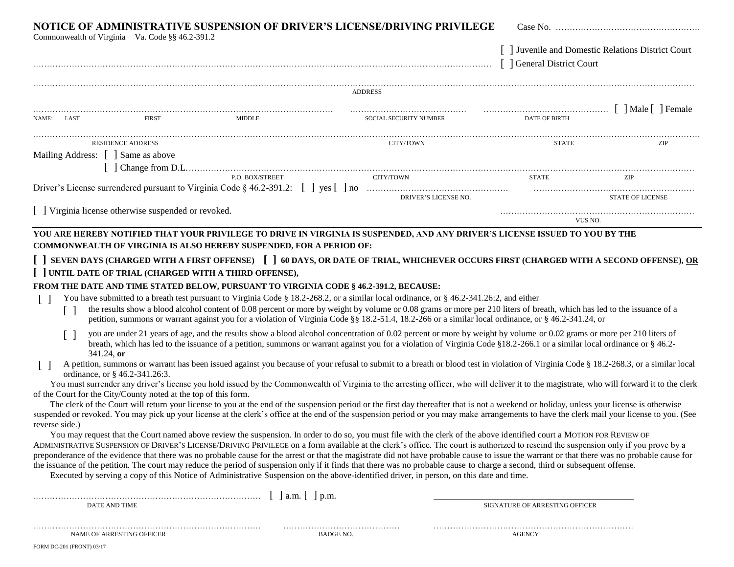# NOTICE OF ADMINISTRATIVE SUSPENSION OF DRIVER'S LICENSE/DRIVING PRIVILEGE

Case No. ……………………………………………

Commonwealth of Virginia Va. Code §§ 46.2-391.2

…………………………………………………………………………………………… [ ] Juvenile and Domestic Relations District Court
[ ] General District Court

……………………………………………………………………………………………
ADDRESS

………………………………………… ………………………… ………………………… [ ] Male [ ] Female
NAME: LAST FIRST MIDDLE SOCIAL SECURITY NUMBER DATE OF BIRTH

……………………………………………………………………………………………
RESIDENCE ADDRESS CITY/TOWN STATE ZIP

Mailing Address: [ ] Same as above
[ ] Change from D.L.……………………………………………………………………
P.O. BOX/STREET CITY/TOWN STATE ZIP

Driver's License surrendered pursuant to Virginia Code § 46.2-391.2: [ ] yes [ ] no ………………………… …………………………
DRIVER'S LICENSE NO. STATE OF LICENSE

[ ] Virginia license otherwise suspended or revoked. …………………………
VUS NO.

---

**YOU ARE HEREBY NOTIFIED THAT YOUR PRIVILEGE TO DRIVE IN VIRGINIA IS SUSPENDED, AND ANY DRIVER'S LICENSE ISSUED TO YOU BY THE COMMONWEALTH OF VIRGINIA IS ALSO HEREBY SUSPENDED, FOR A PERIOD OF:**

**[ ] SEVEN DAYS (CHARGED WITH A FIRST OFFENSE) [ ] 60 DAYS, OR DATE OF TRIAL, WHICHEVER OCCURS FIRST (CHARGED WITH A SECOND OFFENSE), OR**
**[ ] UNTIL DATE OF TRIAL (CHARGED WITH A THIRD OFFENSE),**

**FROM THE DATE AND TIME STATED BELOW, PURSUANT TO VIRGINIA CODE § 46.2-391.2, BECAUSE:**

[ ] You have submitted to a breath test pursuant to Virginia Code § 18.2-268.2, or a similar local ordinance, or § 46.2-341.26:2, and either

- [ ] the results show a blood alcohol content of 0.08 percent or more by weight by volume or 0.08 grams or more per 210 liters of breath, which has led to the issuance of a petition, summons or warrant against you for a violation of Virginia Code §§ 18.2-51.4, 18.2-266 or a similar local ordinance, or § 46.2-341.24, or
- [ ] you are under 21 years of age, and the results show a blood alcohol concentration of 0.02 percent or more by weight by volume or 0.02 grams or more per 210 liters of breath, which has led to the issuance of a petition, summons or warrant against you for a violation of Virginia Code §18.2-266.1 or a similar local ordinance or § 46.2-341.24, **or**

[ ] A petition, summons or warrant has been issued against you because of your refusal to submit to a breath or blood test in violation of Virginia Code § 18.2-268.3, or a similar local ordinance, or § 46.2-341.26:3.

You must surrender any driver's license you hold issued by the Commonwealth of Virginia to the arresting officer, who will deliver it to the magistrate, who will forward it to the clerk of the Court for the City/County noted at the top of this form.

The clerk of the Court will return your license to you at the end of the suspension period or the first day thereafter that is not a weekend or holiday, unless your license is otherwise suspended or revoked. You may pick up your license at the clerk's office at the end of the suspension period or you may make arrangements to have the clerk mail your license to you. (See reverse side.)

You may request that the Court named above review the suspension. In order to do so, you must file with the clerk of the above identified court a MOTION FOR REVIEW OF ADMINISTRATIVE SUSPENSION OF DRIVER'S LICENSE/DRIVING PRIVILEGE on a form available at the clerk's office. The court is authorized to rescind the suspension only if you prove by a preponderance of the evidence that there was no probable cause for the arrest or that the magistrate did not have probable cause to issue the warrant or that there was no probable cause for the issuance of the petition. The court may reduce the period of suspension only if it finds that there was no probable cause to charge a second, third or subsequent offense.

Executed by serving a copy of this Notice of Administrative Suspension on the above-identified driver, in person, on this date and time.

………………………………………… [ ] a.m. [ ] p.m. ____________________________
DATE AND TIME SIGNATURE OF ARRESTING OFFICER

………………………………………… ………………………… …………………………
NAME OF ARRESTING OFFICER BADGE NO. AGENCY

FORM DC-201 (FRONT) 03/17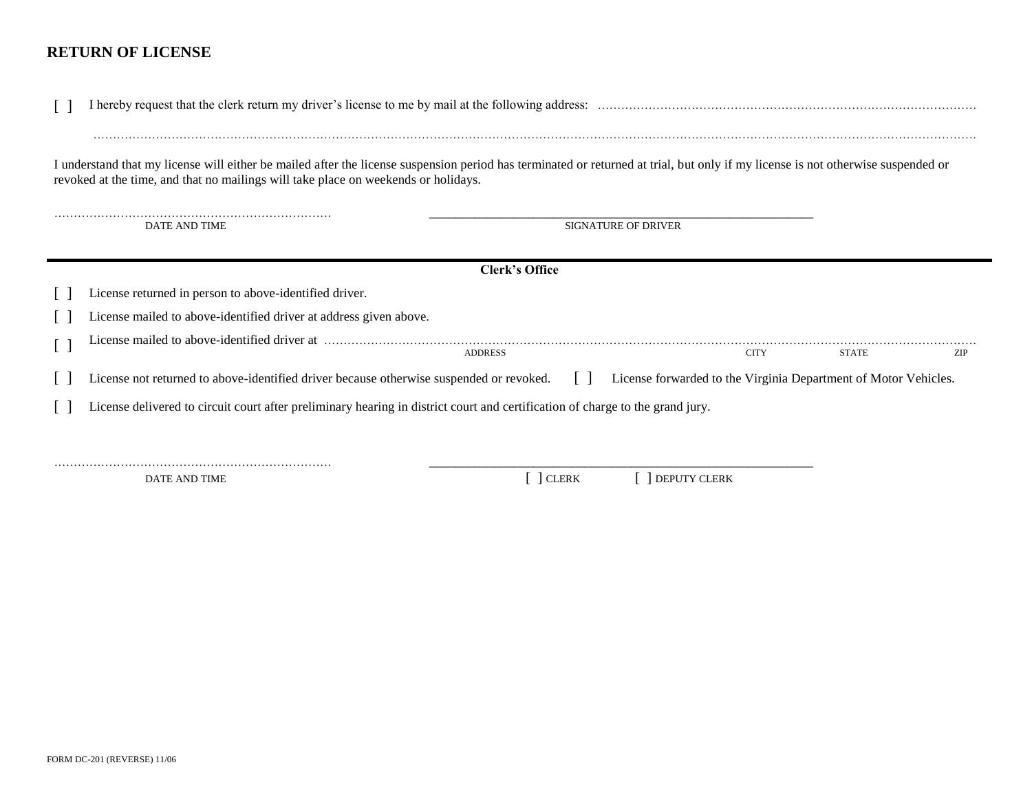## RETURN OF LICENSE

[ ] I hereby request that the clerk return my driver's license to me by mail at the following address: ……………………………………………………………………………………

……………………………………………………………………………………………………………………………………………………………………………………………

I understand that my license will either be mailed after the license suspension period has terminated or returned at trial, but only if my license is not otherwise suspended or revoked at the time, and that no mailings will take place on weekends or holidays.

……………………………………………………………… DATE AND TIME

________________________________________ SIGNATURE OF DRIVER

---

**Clerk's Office**

[ ] License returned in person to above-identified driver.

[ ] License mailed to above-identified driver at address given above.

[ ] License mailed to above-identified driver at …………………………………………………………………………………………………
ADDRESS CITY STATE ZIP

[ ] License not returned to above-identified driver because otherwise suspended or revoked. [ ] License forwarded to the Virginia Department of Motor Vehicles.

[ ] License delivered to circuit court after preliminary hearing in district court and certification of charge to the grand jury.

……………………………………………………………… DATE AND TIME

________________________________________ [ ] CLERK [ ] DEPUTY CLERK

FORM DC-201 (REVERSE) 11/06